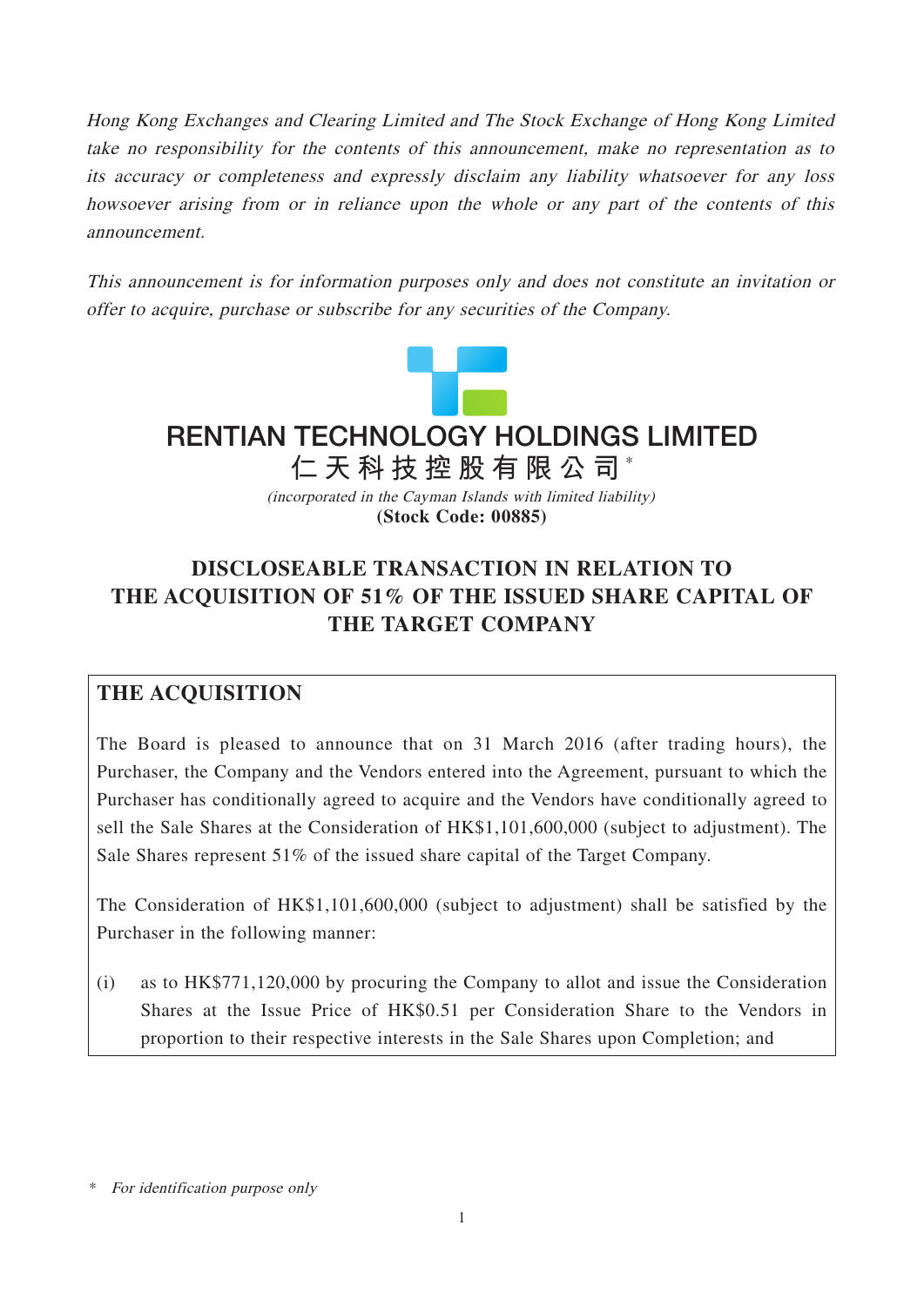*Hong Kong Exchanges and Clearing Limited and The Stock Exchange of Hong Kong Limited take no responsibility for the contents of this announcement, make no representation as to its accuracy or completeness and expressly disclaim any liability whatsoever for any loss howsoever arising from or in reliance upon the whole or any part of the contents of this announcement.*

*This announcement is for information purposes only and does not constitute an invitation or offer to acquire, purchase or subscribe for any securities of the Company.*

# RENTIAN TECHNOLOGY HOLDINGS LIMITED

# 仁天科技控股有限公司*

*(incorporated in the Cayman Islands with limited liability)*

**(Stock Code: 00885)**

# DISCLOSEABLE TRANSACTION IN RELATION TO THE ACQUISITION OF 51% OF THE ISSUED SHARE CAPITAL OF THE TARGET COMPANY

## THE ACQUISITION

The Board is pleased to announce that on 31 March 2016 (after trading hours), the Purchaser, the Company and the Vendors entered into the Agreement, pursuant to which the Purchaser has conditionally agreed to acquire and the Vendors have conditionally agreed to sell the Sale Shares at the Consideration of HK$1,101,600,000 (subject to adjustment). The Sale Shares represent 51% of the issued share capital of the Target Company.

The Consideration of HK$1,101,600,000 (subject to adjustment) shall be satisfied by the Purchaser in the following manner:

(i) as to HK$771,120,000 by procuring the Company to allot and issue the Consideration Shares at the Issue Price of HK$0.51 per Consideration Share to the Vendors in proportion to their respective interests in the Sale Shares upon Completion; and

\* *For identification purpose only*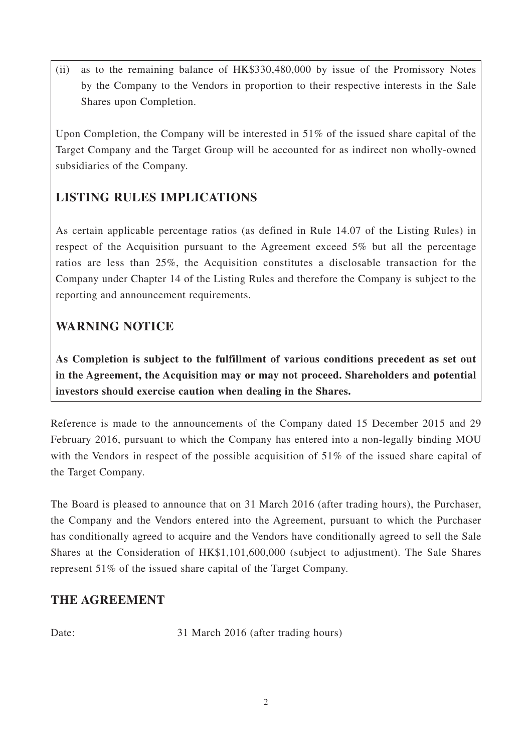(ii) as to the remaining balance of HK$330,480,000 by issue of the Promissory Notes by the Company to the Vendors in proportion to their respective interests in the Sale Shares upon Completion.

Upon Completion, the Company will be interested in 51% of the issued share capital of the Target Company and the Target Group will be accounted for as indirect non wholly-owned subsidiaries of the Company.

## LISTING RULES IMPLICATIONS

As certain applicable percentage ratios (as defined in Rule 14.07 of the Listing Rules) in respect of the Acquisition pursuant to the Agreement exceed 5% but all the percentage ratios are less than 25%, the Acquisition constitutes a disclosable transaction for the Company under Chapter 14 of the Listing Rules and therefore the Company is subject to the reporting and announcement requirements.

## WARNING NOTICE

**As Completion is subject to the fulfillment of various conditions precedent as set out in the Agreement, the Acquisition may or may not proceed. Shareholders and potential investors should exercise caution when dealing in the Shares.**

Reference is made to the announcements of the Company dated 15 December 2015 and 29 February 2016, pursuant to which the Company has entered into a non-legally binding MOU with the Vendors in respect of the possible acquisition of 51% of the issued share capital of the Target Company.

The Board is pleased to announce that on 31 March 2016 (after trading hours), the Purchaser, the Company and the Vendors entered into the Agreement, pursuant to which the Purchaser has conditionally agreed to acquire and the Vendors have conditionally agreed to sell the Sale Shares at the Consideration of HK$1,101,600,000 (subject to adjustment). The Sale Shares represent 51% of the issued share capital of the Target Company.

## THE AGREEMENT

Date: 31 March 2016 (after trading hours)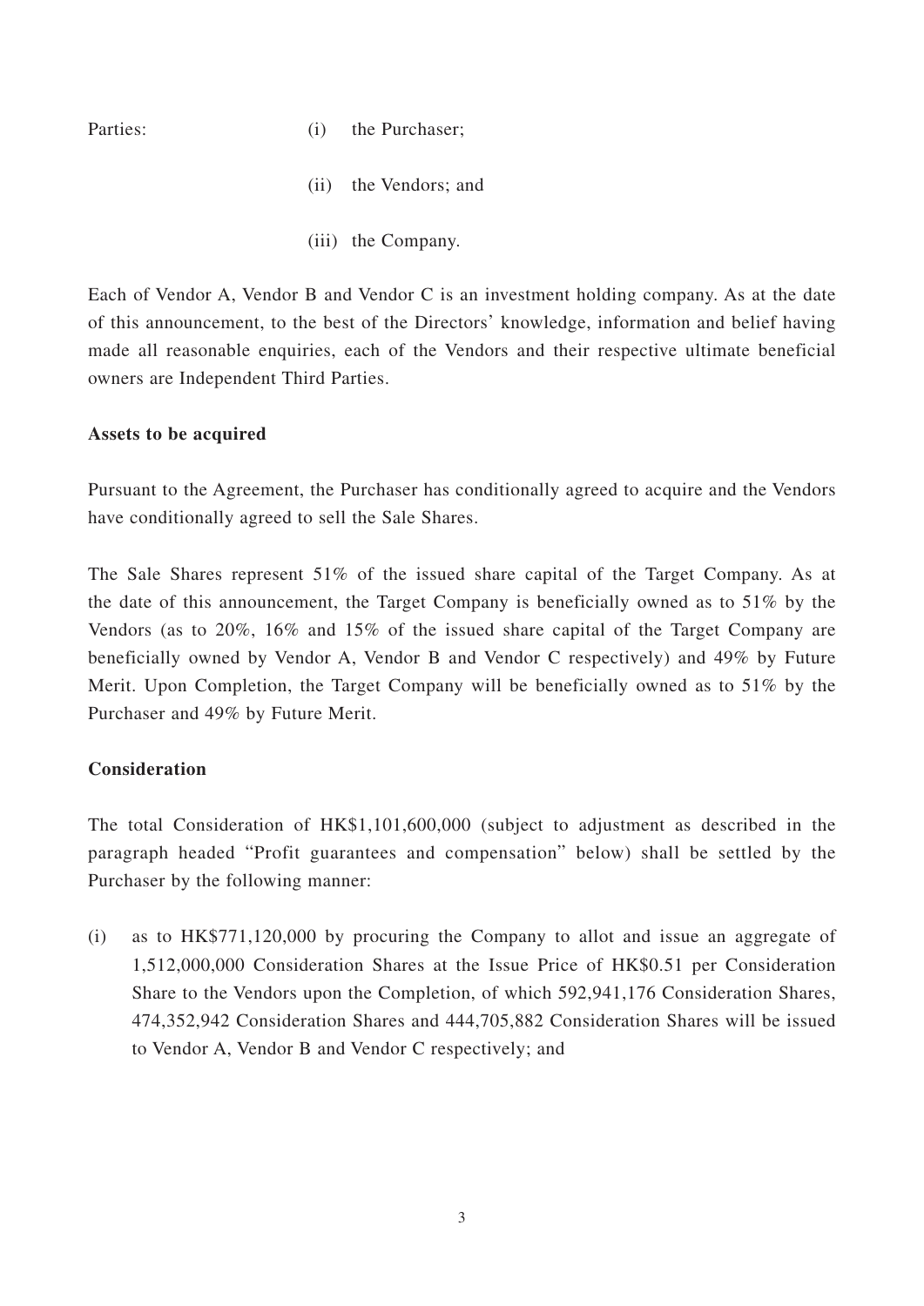Parties:

(i) the Purchaser;

(ii) the Vendors; and

(iii) the Company.

Each of Vendor A, Vendor B and Vendor C is an investment holding company. As at the date of this announcement, to the best of the Directors' knowledge, information and belief having made all reasonable enquiries, each of the Vendors and their respective ultimate beneficial owners are Independent Third Parties.

**Assets to be acquired**

Pursuant to the Agreement, the Purchaser has conditionally agreed to acquire and the Vendors have conditionally agreed to sell the Sale Shares.

The Sale Shares represent 51% of the issued share capital of the Target Company. As at the date of this announcement, the Target Company is beneficially owned as to 51% by the Vendors (as to 20%, 16% and 15% of the issued share capital of the Target Company are beneficially owned by Vendor A, Vendor B and Vendor C respectively) and 49% by Future Merit. Upon Completion, the Target Company will be beneficially owned as to 51% by the Purchaser and 49% by Future Merit.

**Consideration**

The total Consideration of HK$1,101,600,000 (subject to adjustment as described in the paragraph headed "Profit guarantees and compensation" below) shall be settled by the Purchaser by the following manner:

(i) as to HK$771,120,000 by procuring the Company to allot and issue an aggregate of 1,512,000,000 Consideration Shares at the Issue Price of HK$0.51 per Consideration Share to the Vendors upon the Completion, of which 592,941,176 Consideration Shares, 474,352,942 Consideration Shares and 444,705,882 Consideration Shares will be issued to Vendor A, Vendor B and Vendor C respectively; and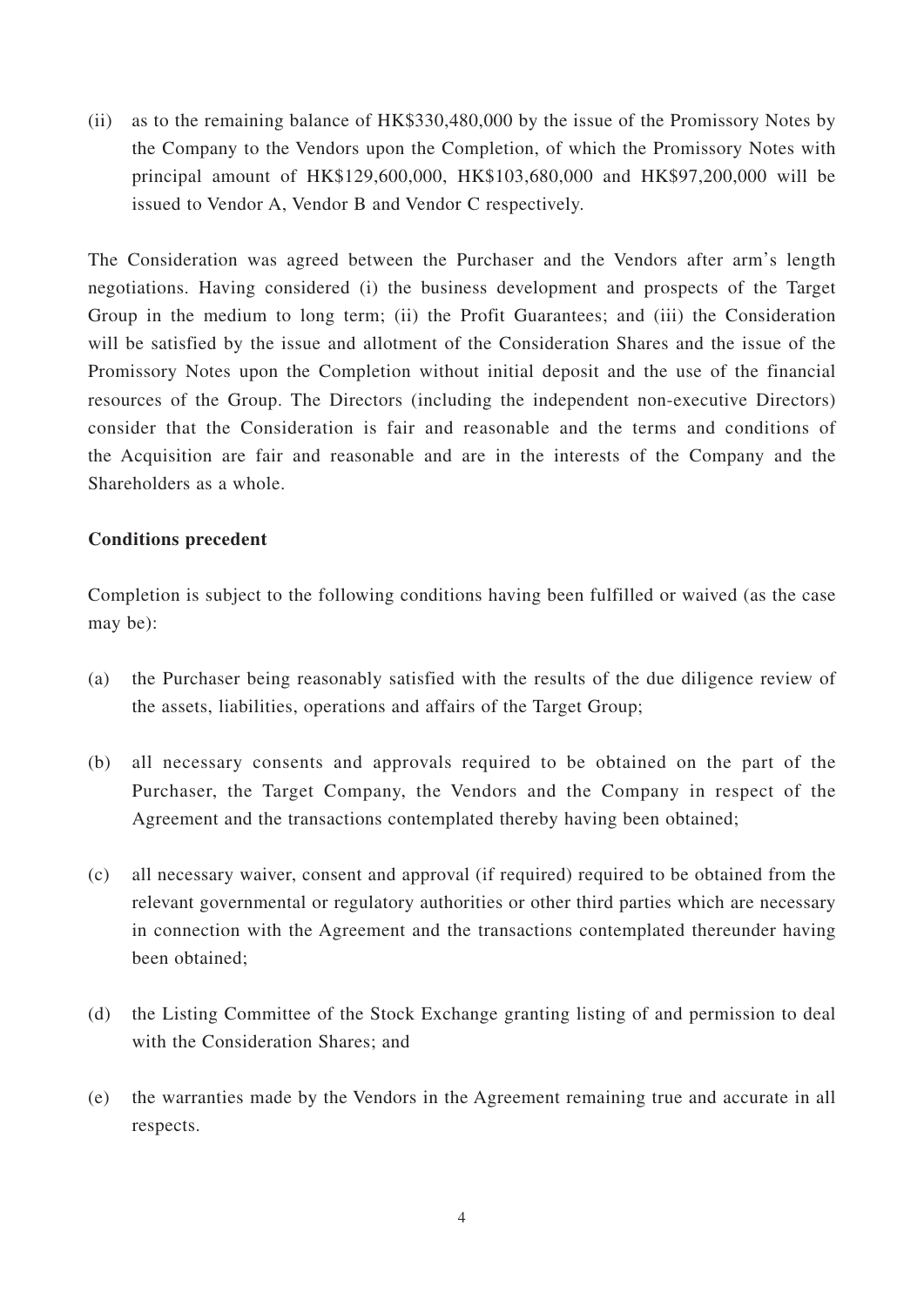(ii) as to the remaining balance of HK$330,480,000 by the issue of the Promissory Notes by the Company to the Vendors upon the Completion, of which the Promissory Notes with principal amount of HK$129,600,000, HK$103,680,000 and HK$97,200,000 will be issued to Vendor A, Vendor B and Vendor C respectively.

The Consideration was agreed between the Purchaser and the Vendors after arm's length negotiations. Having considered (i) the business development and prospects of the Target Group in the medium to long term; (ii) the Profit Guarantees; and (iii) the Consideration will be satisfied by the issue and allotment of the Consideration Shares and the issue of the Promissory Notes upon the Completion without initial deposit and the use of the financial resources of the Group. The Directors (including the independent non-executive Directors) consider that the Consideration is fair and reasonable and the terms and conditions of the Acquisition are fair and reasonable and are in the interests of the Company and the Shareholders as a whole.

**Conditions precedent**

Completion is subject to the following conditions having been fulfilled or waived (as the case may be):

(a) the Purchaser being reasonably satisfied with the results of the due diligence review of the assets, liabilities, operations and affairs of the Target Group;

(b) all necessary consents and approvals required to be obtained on the part of the Purchaser, the Target Company, the Vendors and the Company in respect of the Agreement and the transactions contemplated thereby having been obtained;

(c) all necessary waiver, consent and approval (if required) required to be obtained from the relevant governmental or regulatory authorities or other third parties which are necessary in connection with the Agreement and the transactions contemplated thereunder having been obtained;

(d) the Listing Committee of the Stock Exchange granting listing of and permission to deal with the Consideration Shares; and

(e) the warranties made by the Vendors in the Agreement remaining true and accurate in all respects.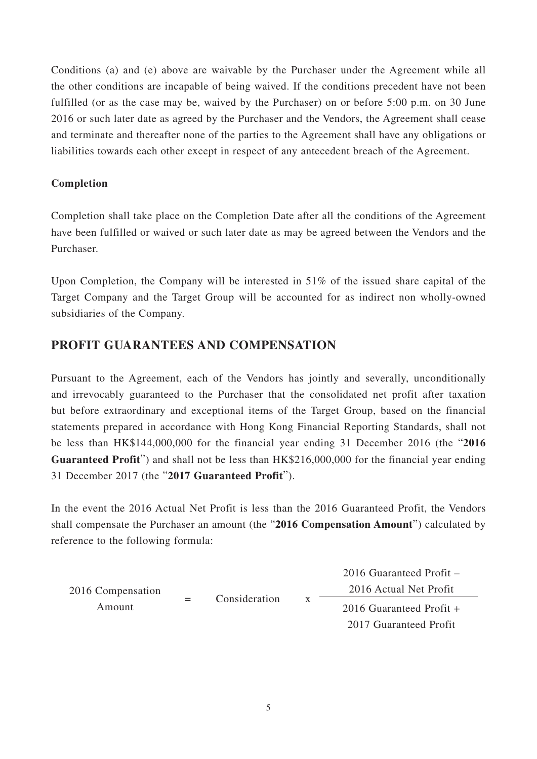Conditions (a) and (e) above are waivable by the Purchaser under the Agreement while all the other conditions are incapable of being waived. If the conditions precedent have not been fulfilled (or as the case may be, waived by the Purchaser) on or before 5:00 p.m. on 30 June 2016 or such later date as agreed by the Purchaser and the Vendors, the Agreement shall cease and terminate and thereafter none of the parties to the Agreement shall have any obligations or liabilities towards each other except in respect of any antecedent breach of the Agreement.

**Completion**

Completion shall take place on the Completion Date after all the conditions of the Agreement have been fulfilled or waived or such later date as may be agreed between the Vendors and the Purchaser.

Upon Completion, the Company will be interested in 51% of the issued share capital of the Target Company and the Target Group will be accounted for as indirect non wholly-owned subsidiaries of the Company.

## PROFIT GUARANTEES AND COMPENSATION

Pursuant to the Agreement, each of the Vendors has jointly and severally, unconditionally and irrevocably guaranteed to the Purchaser that the consolidated net profit after taxation but before extraordinary and exceptional items of the Target Group, based on the financial statements prepared in accordance with Hong Kong Financial Reporting Standards, shall not be less than HK$144,000,000 for the financial year ending 31 December 2016 (the "**2016 Guaranteed Profit**") and shall not be less than HK$216,000,000 for the financial year ending 31 December 2017 (the "**2017 Guaranteed Profit**").

In the event the 2016 Actual Net Profit is less than the 2016 Guaranteed Profit, the Vendors shall compensate the Purchaser an amount (the "**2016 Compensation Amount**") calculated by reference to the following formula:

$$\text{2016 Compensation Amount} = \text{Consideration} \times \frac{\text{2016 Guaranteed Profit} - \text{2016 Actual Net Profit}}{\text{2016 Guaranteed Profit} + \text{2017 Guaranteed Profit}}$$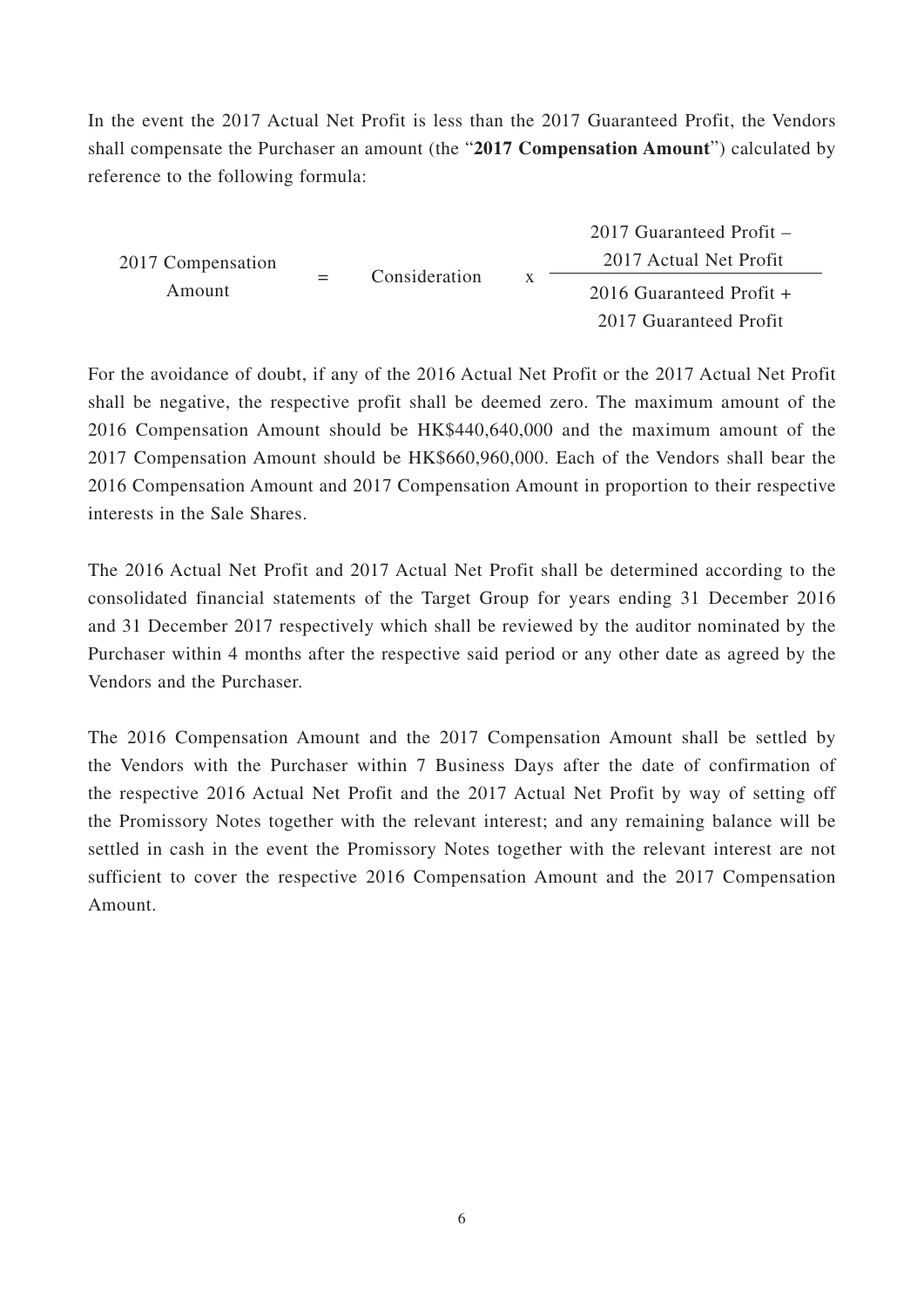In the event the 2017 Actual Net Profit is less than the 2017 Guaranteed Profit, the Vendors shall compensate the Purchaser an amount (the "**2017 Compensation Amount**") calculated by reference to the following formula:

$$\text{2017 Compensation Amount} = \text{Consideration} \times \frac{\text{2017 Guaranteed Profit} - \text{2017 Actual Net Profit}}{\text{2016 Guaranteed Profit} + \text{2017 Guaranteed Profit}}$$

For the avoidance of doubt, if any of the 2016 Actual Net Profit or the 2017 Actual Net Profit shall be negative, the respective profit shall be deemed zero. The maximum amount of the 2016 Compensation Amount should be HK$440,640,000 and the maximum amount of the 2017 Compensation Amount should be HK$660,960,000. Each of the Vendors shall bear the 2016 Compensation Amount and 2017 Compensation Amount in proportion to their respective interests in the Sale Shares.

The 2016 Actual Net Profit and 2017 Actual Net Profit shall be determined according to the consolidated financial statements of the Target Group for years ending 31 December 2016 and 31 December 2017 respectively which shall be reviewed by the auditor nominated by the Purchaser within 4 months after the respective said period or any other date as agreed by the Vendors and the Purchaser.

The 2016 Compensation Amount and the 2017 Compensation Amount shall be settled by the Vendors with the Purchaser within 7 Business Days after the date of confirmation of the respective 2016 Actual Net Profit and the 2017 Actual Net Profit by way of setting off the Promissory Notes together with the relevant interest; and any remaining balance will be settled in cash in the event the Promissory Notes together with the relevant interest are not sufficient to cover the respective 2016 Compensation Amount and the 2017 Compensation Amount.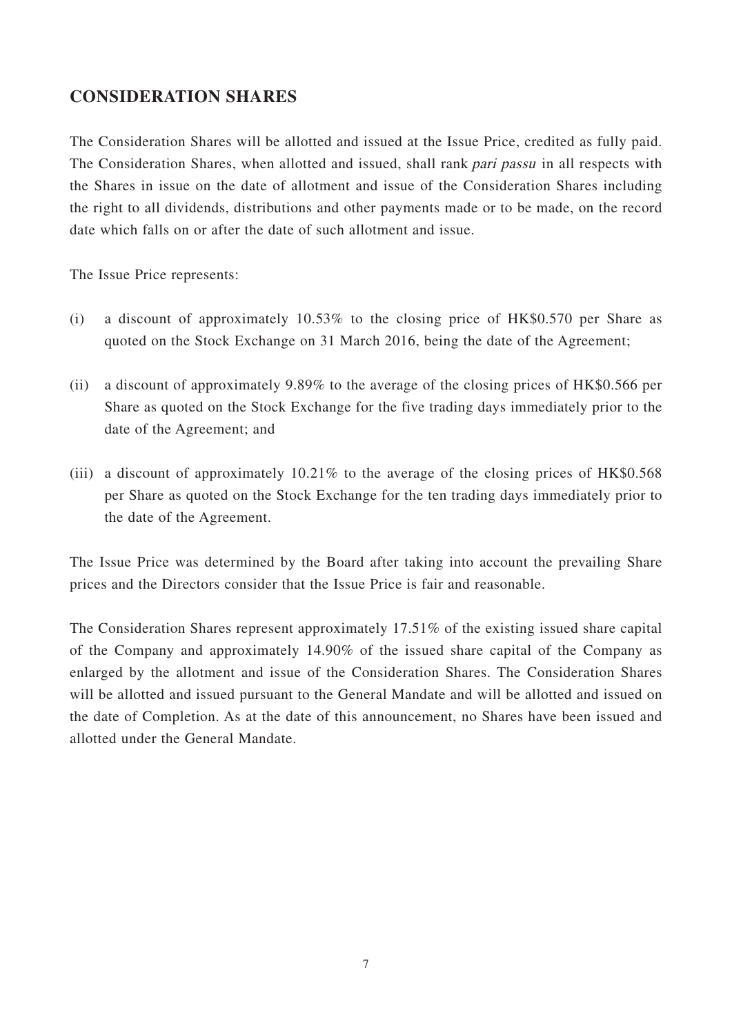## CONSIDERATION SHARES

The Consideration Shares will be allotted and issued at the Issue Price, credited as fully paid. The Consideration Shares, when allotted and issued, shall rank *pari passu* in all respects with the Shares in issue on the date of allotment and issue of the Consideration Shares including the right to all dividends, distributions and other payments made or to be made, on the record date which falls on or after the date of such allotment and issue.

The Issue Price represents:

(i) a discount of approximately 10.53% to the closing price of HK$0.570 per Share as quoted on the Stock Exchange on 31 March 2016, being the date of the Agreement;

(ii) a discount of approximately 9.89% to the average of the closing prices of HK$0.566 per Share as quoted on the Stock Exchange for the five trading days immediately prior to the date of the Agreement; and

(iii) a discount of approximately 10.21% to the average of the closing prices of HK$0.568 per Share as quoted on the Stock Exchange for the ten trading days immediately prior to the date of the Agreement.

The Issue Price was determined by the Board after taking into account the prevailing Share prices and the Directors consider that the Issue Price is fair and reasonable.

The Consideration Shares represent approximately 17.51% of the existing issued share capital of the Company and approximately 14.90% of the issued share capital of the Company as enlarged by the allotment and issue of the Consideration Shares. The Consideration Shares will be allotted and issued pursuant to the General Mandate and will be allotted and issued on the date of Completion. As at the date of this announcement, no Shares have been issued and allotted under the General Mandate.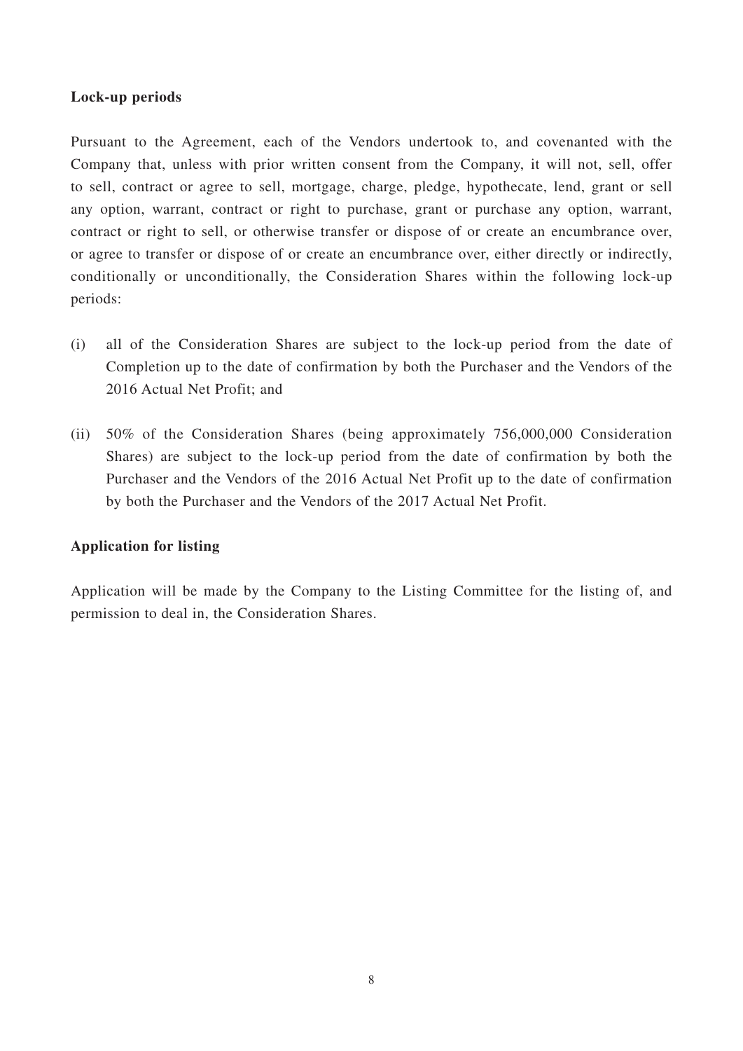**Lock-up periods**

Pursuant to the Agreement, each of the Vendors undertook to, and covenanted with the Company that, unless with prior written consent from the Company, it will not, sell, offer to sell, contract or agree to sell, mortgage, charge, pledge, hypothecate, lend, grant or sell any option, warrant, contract or right to purchase, grant or purchase any option, warrant, contract or right to sell, or otherwise transfer or dispose of or create an encumbrance over, or agree to transfer or dispose of or create an encumbrance over, either directly or indirectly, conditionally or unconditionally, the Consideration Shares within the following lock-up periods:

(i) all of the Consideration Shares are subject to the lock-up period from the date of Completion up to the date of confirmation by both the Purchaser and the Vendors of the 2016 Actual Net Profit; and

(ii) 50% of the Consideration Shares (being approximately 756,000,000 Consideration Shares) are subject to the lock-up period from the date of confirmation by both the Purchaser and the Vendors of the 2016 Actual Net Profit up to the date of confirmation by both the Purchaser and the Vendors of the 2017 Actual Net Profit.

**Application for listing**

Application will be made by the Company to the Listing Committee for the listing of, and permission to deal in, the Consideration Shares.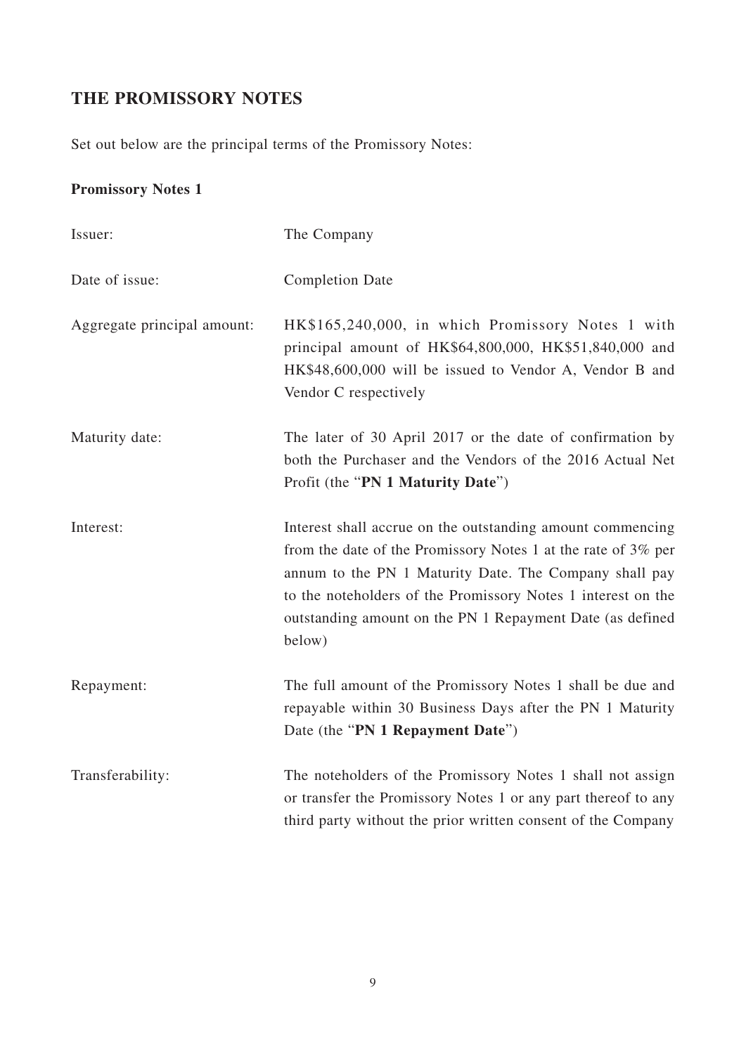## THE PROMISSORY NOTES

Set out below are the principal terms of the Promissory Notes:

### Promissory Notes 1

| | |
|---|---|
| Issuer: | The Company |
| Date of issue: | Completion Date |
| Aggregate principal amount: | HK$165,240,000, in which Promissory Notes 1 with principal amount of HK$64,800,000, HK$51,840,000 and HK$48,600,000 will be issued to Vendor A, Vendor B and Vendor C respectively |
| Maturity date: | The later of 30 April 2017 or the date of confirmation by both the Purchaser and the Vendors of the 2016 Actual Net Profit (the "**PN 1 Maturity Date**") |
| Interest: | Interest shall accrue on the outstanding amount commencing from the date of the Promissory Notes 1 at the rate of 3% per annum to the PN 1 Maturity Date. The Company shall pay to the noteholders of the Promissory Notes 1 interest on the outstanding amount on the PN 1 Repayment Date (as defined below) |
| Repayment: | The full amount of the Promissory Notes 1 shall be due and repayable within 30 Business Days after the PN 1 Maturity Date (the "**PN 1 Repayment Date**") |
| Transferability: | The noteholders of the Promissory Notes 1 shall not assign or transfer the Promissory Notes 1 or any part thereof to any third party without the prior written consent of the Company |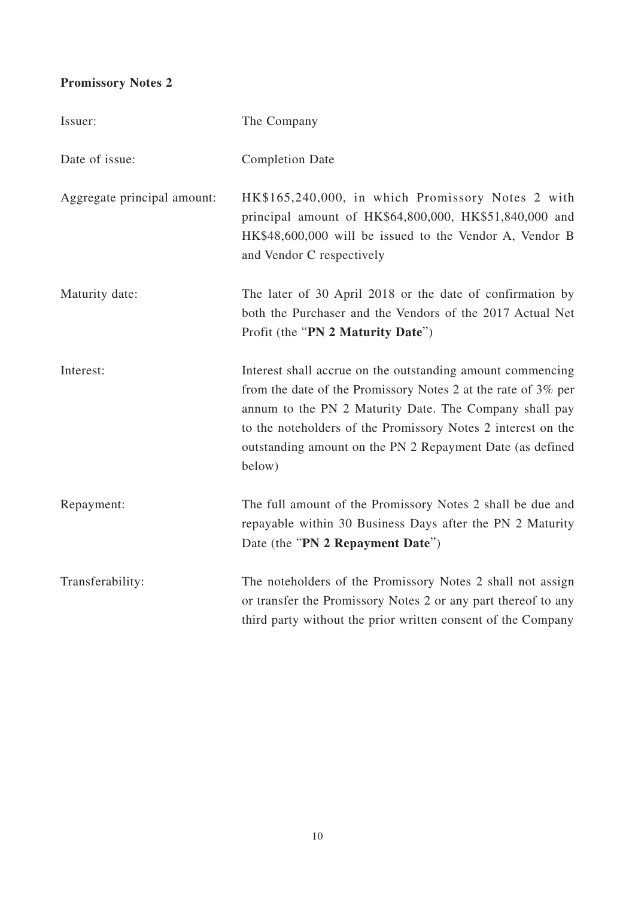**Promissory Notes 2**

| | |
|---|---|
| Issuer: | The Company |
| Date of issue: | Completion Date |
| Aggregate principal amount: | HK$165,240,000, in which Promissory Notes 2 with principal amount of HK$64,800,000, HK$51,840,000 and HK$48,600,000 will be issued to the Vendor A, Vendor B and Vendor C respectively |
| Maturity date: | The later of 30 April 2018 or the date of confirmation by both the Purchaser and the Vendors of the 2017 Actual Net Profit (the "**PN 2 Maturity Date**") |
| Interest: | Interest shall accrue on the outstanding amount commencing from the date of the Promissory Notes 2 at the rate of 3% per annum to the PN 2 Maturity Date. The Company shall pay to the noteholders of the Promissory Notes 2 interest on the outstanding amount on the PN 2 Repayment Date (as defined below) |
| Repayment: | The full amount of the Promissory Notes 2 shall be due and repayable within 30 Business Days after the PN 2 Maturity Date (the "**PN 2 Repayment Date**") |
| Transferability: | The noteholders of the Promissory Notes 2 shall not assign or transfer the Promissory Notes 2 or any part thereof to any third party without the prior written consent of the Company |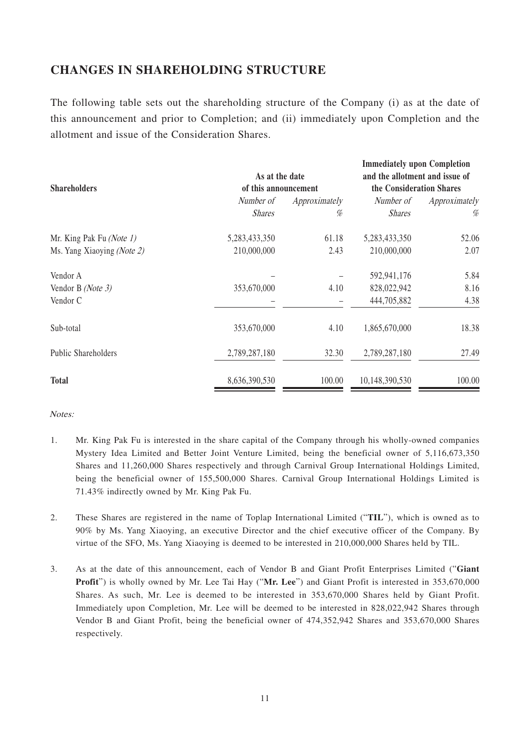## CHANGES IN SHAREHOLDING STRUCTURE

The following table sets out the shareholding structure of the Company (i) as at the date of this announcement and prior to Completion; and (ii) immediately upon Completion and the allotment and issue of the Consideration Shares.

| Shareholders | As at the date of this announcement | | Immediately upon Completion and the allotment and issue of the Consideration Shares | |
|---|---|---|---|---|
| | *Number of Shares* | *Approximately %* | *Number of Shares* | *Approximately %* |
| Mr. King Pak Fu *(Note 1)* | 5,283,433,350 | 61.18 | 5,283,433,350 | 52.06 |
| Ms. Yang Xiaoying *(Note 2)* | 210,000,000 | 2.43 | 210,000,000 | 2.07 |
| Vendor A | – | – | 592,941,176 | 5.84 |
| Vendor B *(Note 3)* | 353,670,000 | 4.10 | 828,022,942 | 8.16 |
| Vendor C | – | – | 444,705,882 | 4.38 |
| Sub-total | 353,670,000 | 4.10 | 1,865,670,000 | 18.38 |
| Public Shareholders | 2,789,287,180 | 32.30 | 2,789,287,180 | 27.49 |
| **Total** | 8,636,390,530 | 100.00 | 10,148,390,530 | 100.00 |

*Notes:*

1. Mr. King Pak Fu is interested in the share capital of the Company through his wholly-owned companies Mystery Idea Limited and Better Joint Venture Limited, being the beneficial owner of 5,116,673,350 Shares and 11,260,000 Shares respectively and through Carnival Group International Holdings Limited, being the beneficial owner of 155,500,000 Shares. Carnival Group International Holdings Limited is 71.43% indirectly owned by Mr. King Pak Fu.

2. These Shares are registered in the name of Toplap International Limited ("**TIL**"), which is owned as to 90% by Ms. Yang Xiaoying, an executive Director and the chief executive officer of the Company. By virtue of the SFO, Ms. Yang Xiaoying is deemed to be interested in 210,000,000 Shares held by TIL.

3. As at the date of this announcement, each of Vendor B and Giant Profit Enterprises Limited ("**Giant Profit**") is wholly owned by Mr. Lee Tai Hay ("**Mr. Lee**") and Giant Profit is interested in 353,670,000 Shares. As such, Mr. Lee is deemed to be interested in 353,670,000 Shares held by Giant Profit. Immediately upon Completion, Mr. Lee will be deemed to be interested in 828,022,942 Shares through Vendor B and Giant Profit, being the beneficial owner of 474,352,942 Shares and 353,670,000 Shares respectively.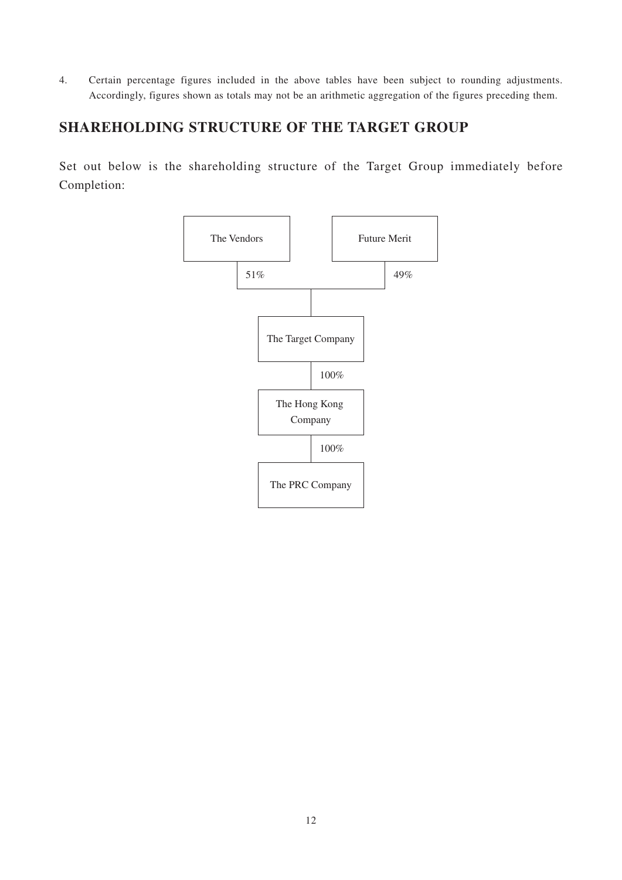4. Certain percentage figures included in the above tables have been subject to rounding adjustments. Accordingly, figures shown as totals may not be an arithmetic aggregation of the figures preceding them.

## SHAREHOLDING STRUCTURE OF THE TARGET GROUP

Set out below is the shareholding structure of the Target Group immediately before Completion:

The Vendors — 51% → The Target Company

Future Merit — 49% → The Target Company

The Target Company — 100% → The Hong Kong Company

The Hong Kong Company — 100% → The PRC Company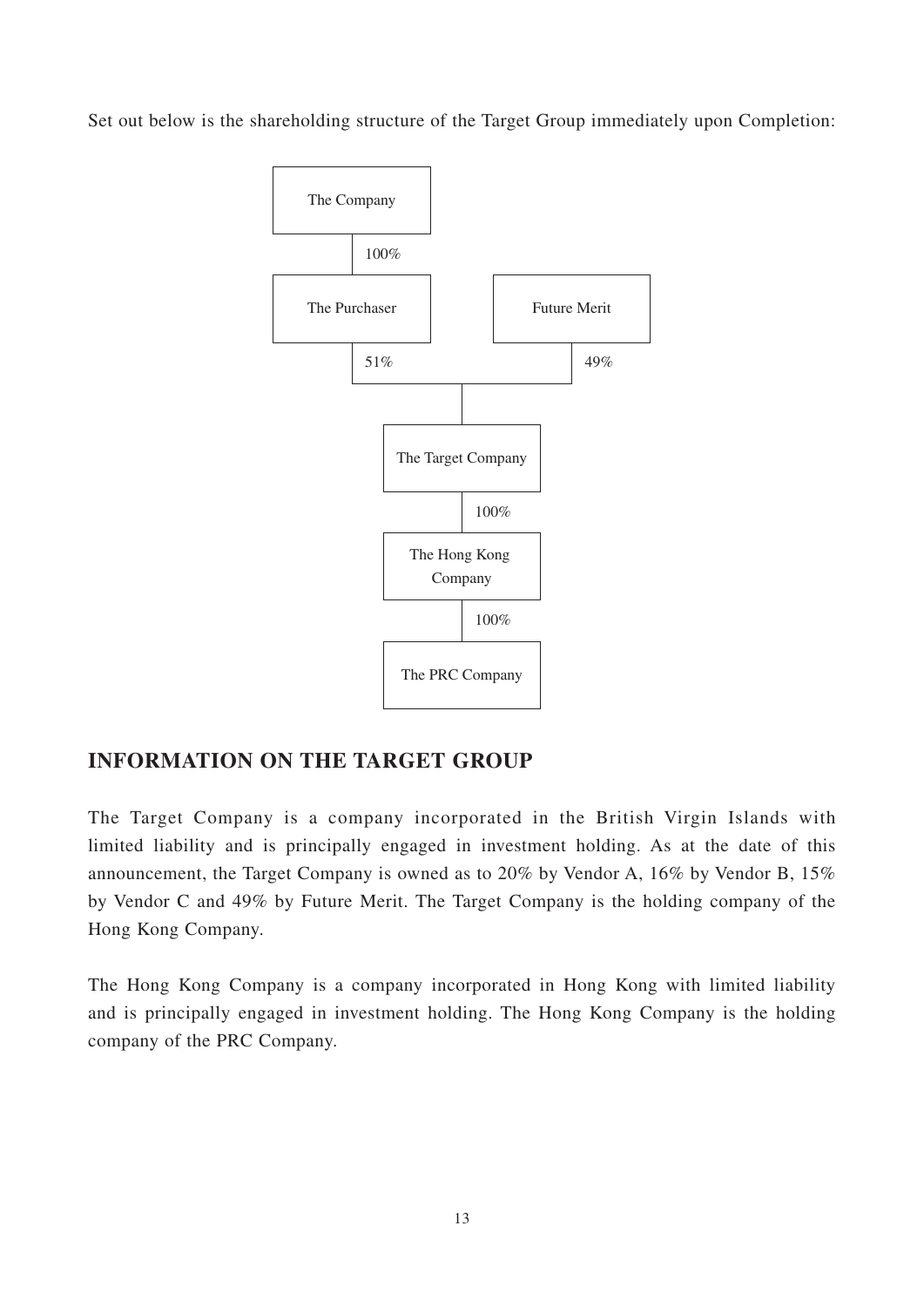Set out below is the shareholding structure of the Target Group immediately upon Completion:

```
The Company
    | 100%
The Purchaser          Future Merit
    | 51%                  | 49%
    +----------+-----------+
               |
      The Target Company
               | 100%
    The Hong Kong Company
               | 100%
       The PRC Company
```

## INFORMATION ON THE TARGET GROUP

The Target Company is a company incorporated in the British Virgin Islands with limited liability and is principally engaged in investment holding. As at the date of this announcement, the Target Company is owned as to 20% by Vendor A, 16% by Vendor B, 15% by Vendor C and 49% by Future Merit. The Target Company is the holding company of the Hong Kong Company.

The Hong Kong Company is a company incorporated in Hong Kong with limited liability and is principally engaged in investment holding. The Hong Kong Company is the holding company of the PRC Company.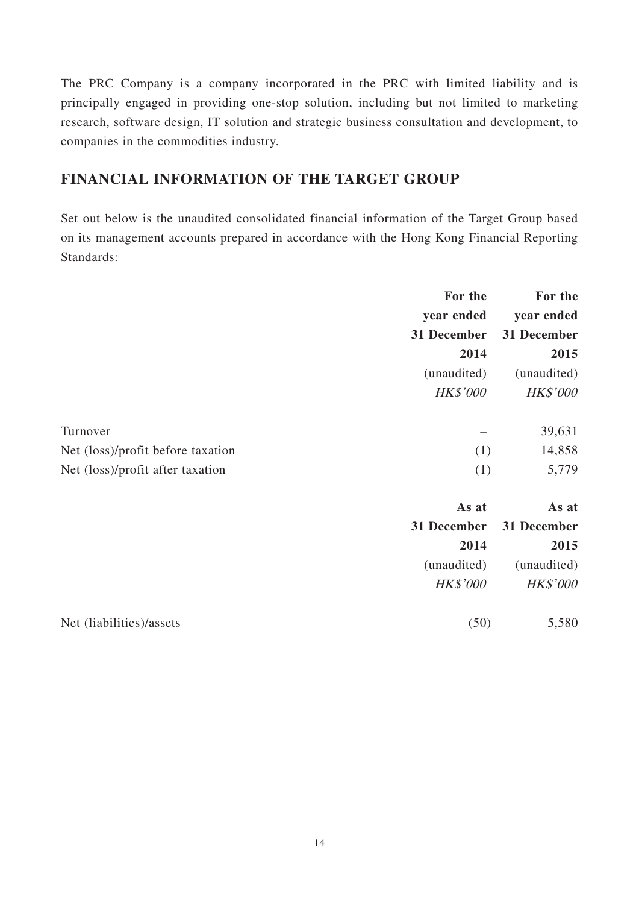The PRC Company is a company incorporated in the PRC with limited liability and is principally engaged in providing one-stop solution, including but not limited to marketing research, software design, IT solution and strategic business consultation and development, to companies in the commodities industry.

## FINANCIAL INFORMATION OF THE TARGET GROUP

Set out below is the unaudited consolidated financial information of the Target Group based on its management accounts prepared in accordance with the Hong Kong Financial Reporting Standards:

| | For the year ended 31 December 2014 (unaudited) *HK$'000* | For the year ended 31 December 2015 (unaudited) *HK$'000* |
|---|---|---|
| Turnover | – | 39,631 |
| Net (loss)/profit before taxation | (1) | 14,858 |
| Net (loss)/profit after taxation | (1) | 5,779 |

| | As at 31 December 2014 (unaudited) *HK$'000* | As at 31 December 2015 (unaudited) *HK$'000* |
|---|---|---|
| Net (liabilities)/assets | (50) | 5,580 |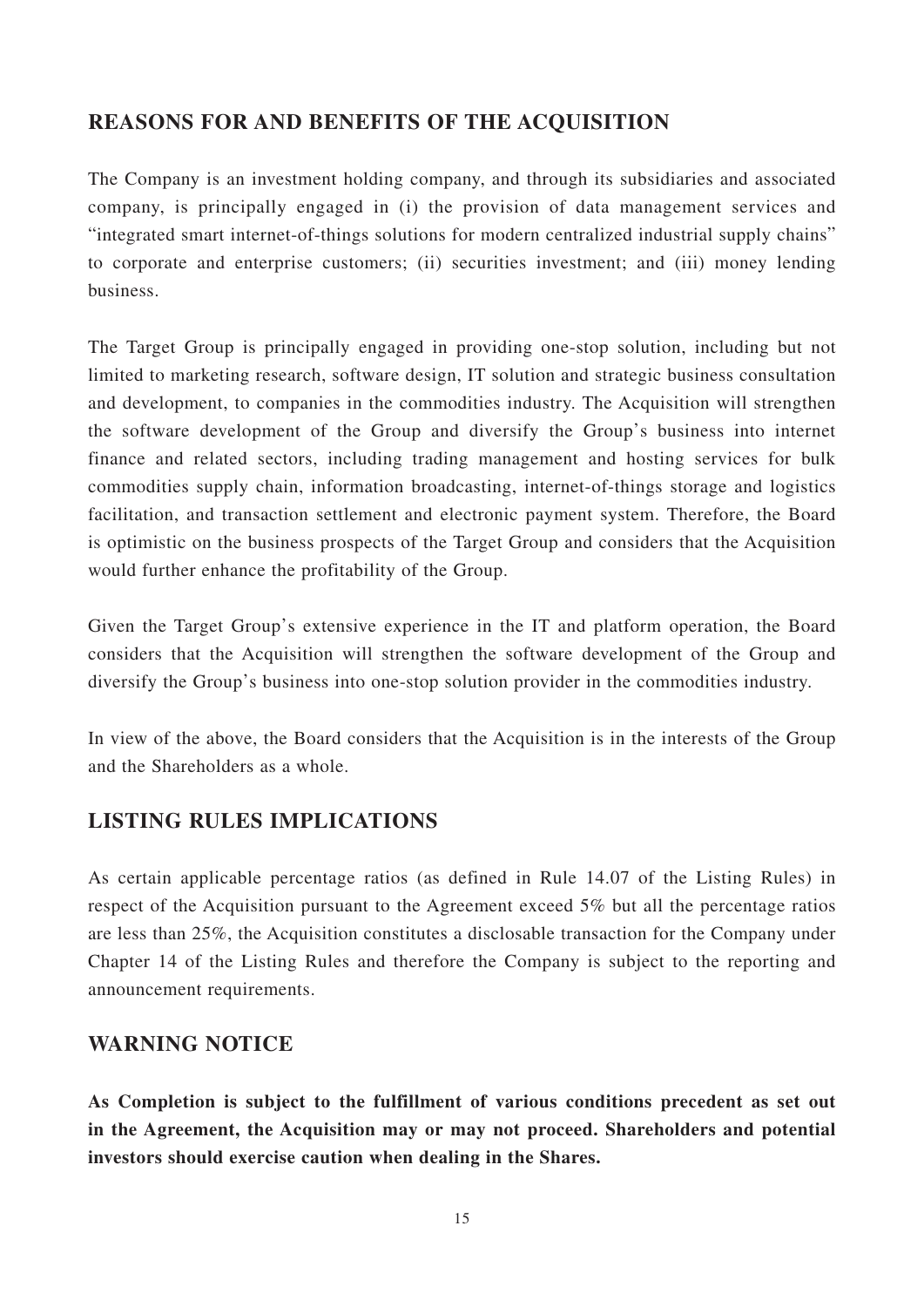## REASONS FOR AND BENEFITS OF THE ACQUISITION

The Company is an investment holding company, and through its subsidiaries and associated company, is principally engaged in (i) the provision of data management services and "integrated smart internet-of-things solutions for modern centralized industrial supply chains" to corporate and enterprise customers; (ii) securities investment; and (iii) money lending business.

The Target Group is principally engaged in providing one-stop solution, including but not limited to marketing research, software design, IT solution and strategic business consultation and development, to companies in the commodities industry. The Acquisition will strengthen the software development of the Group and diversify the Group's business into internet finance and related sectors, including trading management and hosting services for bulk commodities supply chain, information broadcasting, internet-of-things storage and logistics facilitation, and transaction settlement and electronic payment system. Therefore, the Board is optimistic on the business prospects of the Target Group and considers that the Acquisition would further enhance the profitability of the Group.

Given the Target Group's extensive experience in the IT and platform operation, the Board considers that the Acquisition will strengthen the software development of the Group and diversify the Group's business into one-stop solution provider in the commodities industry.

In view of the above, the Board considers that the Acquisition is in the interests of the Group and the Shareholders as a whole.

## LISTING RULES IMPLICATIONS

As certain applicable percentage ratios (as defined in Rule 14.07 of the Listing Rules) in respect of the Acquisition pursuant to the Agreement exceed 5% but all the percentage ratios are less than 25%, the Acquisition constitutes a disclosable transaction for the Company under Chapter 14 of the Listing Rules and therefore the Company is subject to the reporting and announcement requirements.

## WARNING NOTICE

**As Completion is subject to the fulfillment of various conditions precedent as set out in the Agreement, the Acquisition may or may not proceed. Shareholders and potential investors should exercise caution when dealing in the Shares.**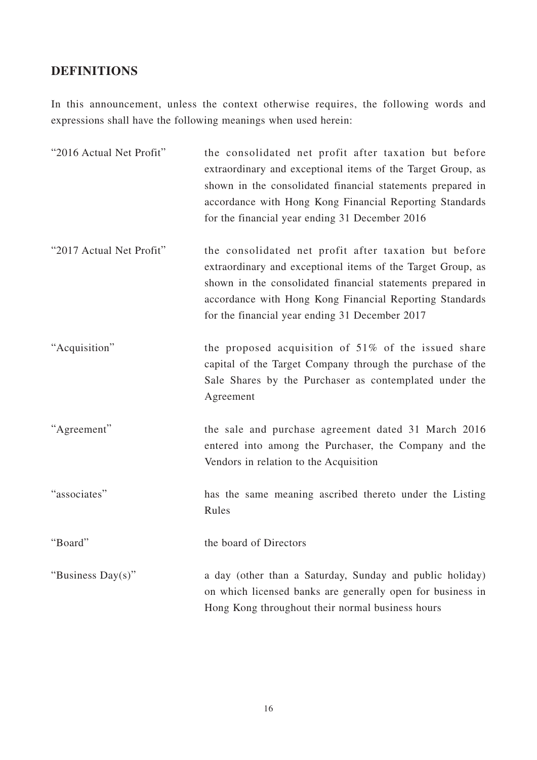## DEFINITIONS

In this announcement, unless the context otherwise requires, the following words and expressions shall have the following meanings when used herein:

| | |
|---|---|
| "2016 Actual Net Profit" | the consolidated net profit after taxation but before extraordinary and exceptional items of the Target Group, as shown in the consolidated financial statements prepared in accordance with Hong Kong Financial Reporting Standards for the financial year ending 31 December 2016 |
| "2017 Actual Net Profit" | the consolidated net profit after taxation but before extraordinary and exceptional items of the Target Group, as shown in the consolidated financial statements prepared in accordance with Hong Kong Financial Reporting Standards for the financial year ending 31 December 2017 |
| "Acquisition" | the proposed acquisition of 51% of the issued share capital of the Target Company through the purchase of the Sale Shares by the Purchaser as contemplated under the Agreement |
| "Agreement" | the sale and purchase agreement dated 31 March 2016 entered into among the Purchaser, the Company and the Vendors in relation to the Acquisition |
| "associates" | has the same meaning ascribed thereto under the Listing Rules |
| "Board" | the board of Directors |
| "Business Day(s)" | a day (other than a Saturday, Sunday and public holiday) on which licensed banks are generally open for business in Hong Kong throughout their normal business hours |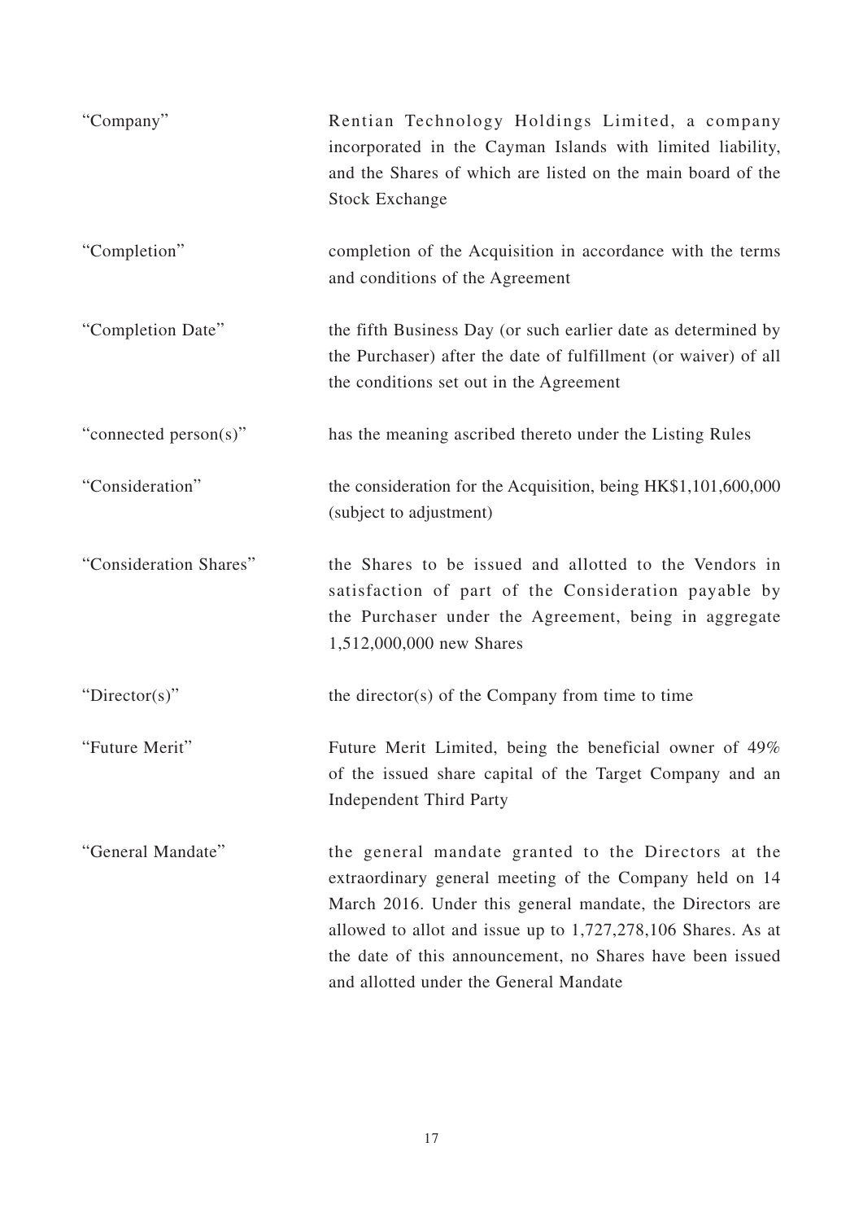| | |
|---|---|
| "Company" | Rentian Technology Holdings Limited, a company incorporated in the Cayman Islands with limited liability, and the Shares of which are listed on the main board of the Stock Exchange |
| "Completion" | completion of the Acquisition in accordance with the terms and conditions of the Agreement |
| "Completion Date" | the fifth Business Day (or such earlier date as determined by the Purchaser) after the date of fulfillment (or waiver) of all the conditions set out in the Agreement |
| "connected person(s)" | has the meaning ascribed thereto under the Listing Rules |
| "Consideration" | the consideration for the Acquisition, being HK$1,101,600,000 (subject to adjustment) |
| "Consideration Shares" | the Shares to be issued and allotted to the Vendors in satisfaction of part of the Consideration payable by the Purchaser under the Agreement, being in aggregate 1,512,000,000 new Shares |
| "Director(s)" | the director(s) of the Company from time to time |
| "Future Merit" | Future Merit Limited, being the beneficial owner of 49% of the issued share capital of the Target Company and an Independent Third Party |
| "General Mandate" | the general mandate granted to the Directors at the extraordinary general meeting of the Company held on 14 March 2016. Under this general mandate, the Directors are allowed to allot and issue up to 1,727,278,106 Shares. As at the date of this announcement, no Shares have been issued and allotted under the General Mandate |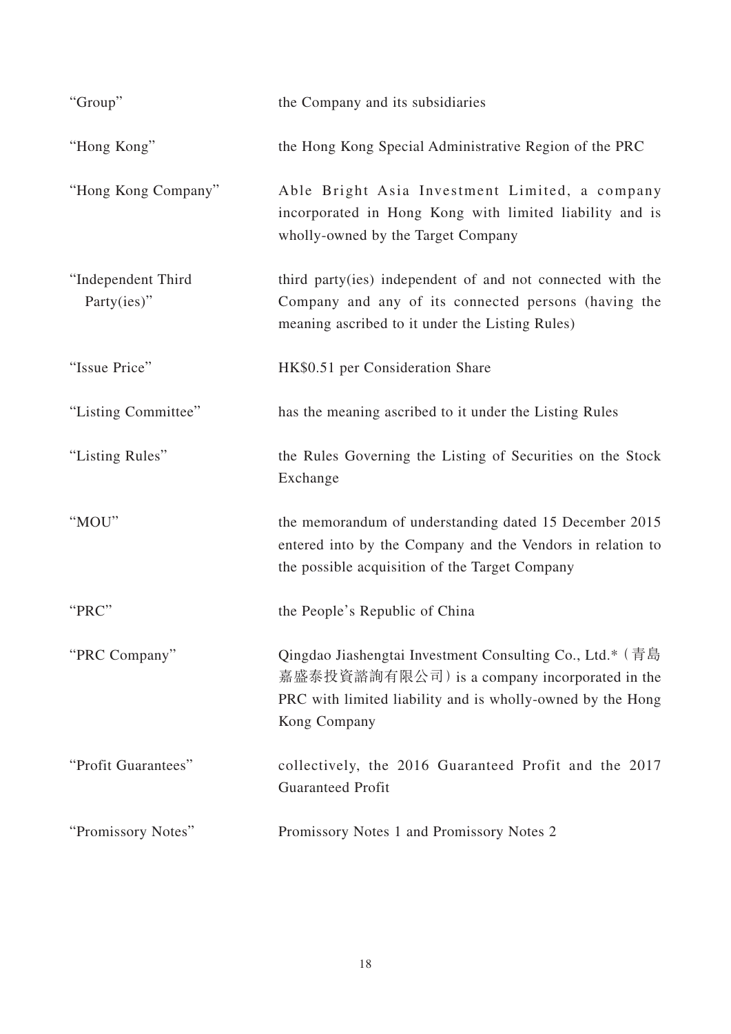| | |
|---|---|
| "Group" | the Company and its subsidiaries |
| "Hong Kong" | the Hong Kong Special Administrative Region of the PRC |
| "Hong Kong Company" | Able Bright Asia Investment Limited, a company incorporated in Hong Kong with limited liability and is wholly-owned by the Target Company |
| "Independent Third Party(ies)" | third party(ies) independent of and not connected with the Company and any of its connected persons (having the meaning ascribed to it under the Listing Rules) |
| "Issue Price" | HK$0.51 per Consideration Share |
| "Listing Committee" | has the meaning ascribed to it under the Listing Rules |
| "Listing Rules" | the Rules Governing the Listing of Securities on the Stock Exchange |
| "MOU" | the memorandum of understanding dated 15 December 2015 entered into by the Company and the Vendors in relation to the possible acquisition of the Target Company |
| "PRC" | the People's Republic of China |
| "PRC Company" | Qingdao Jiashengtai Investment Consulting Co., Ltd.*（青島嘉盛泰投資諮詢有限公司）is a company incorporated in the PRC with limited liability and is wholly-owned by the Hong Kong Company |
| "Profit Guarantees" | collectively, the 2016 Guaranteed Profit and the 2017 Guaranteed Profit |
| "Promissory Notes" | Promissory Notes 1 and Promissory Notes 2 |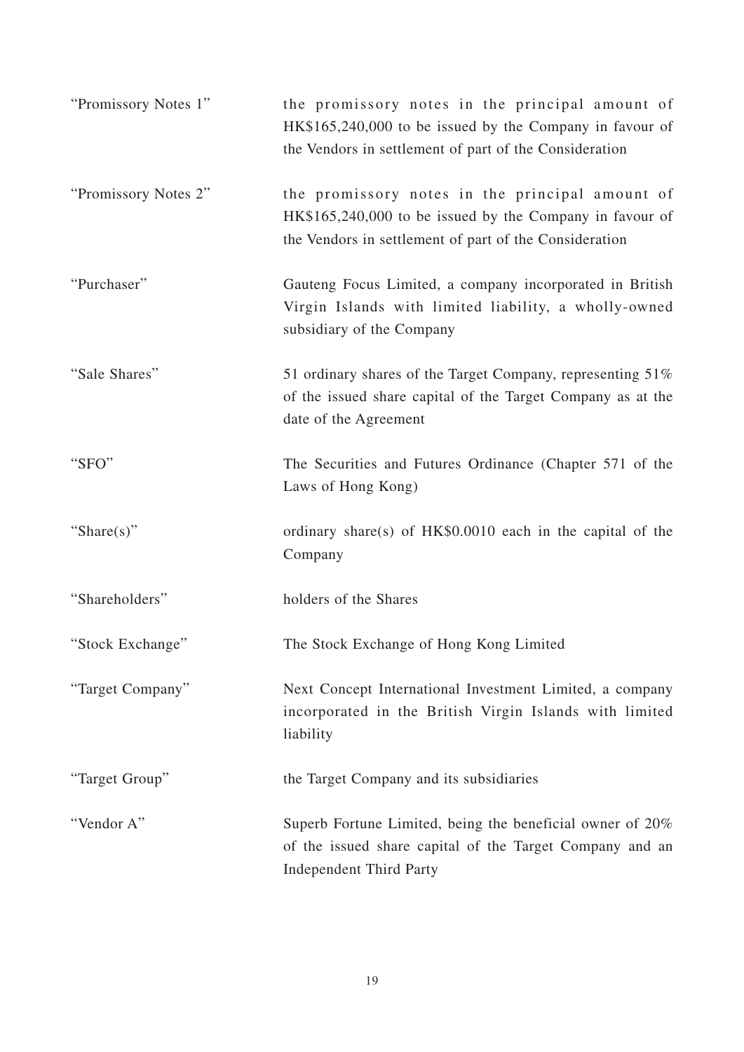| | |
|---|---|
| "Promissory Notes 1" | the promissory notes in the principal amount of HK$165,240,000 to be issued by the Company in favour of the Vendors in settlement of part of the Consideration |
| "Promissory Notes 2" | the promissory notes in the principal amount of HK$165,240,000 to be issued by the Company in favour of the Vendors in settlement of part of the Consideration |
| "Purchaser" | Gauteng Focus Limited, a company incorporated in British Virgin Islands with limited liability, a wholly-owned subsidiary of the Company |
| "Sale Shares" | 51 ordinary shares of the Target Company, representing 51% of the issued share capital of the Target Company as at the date of the Agreement |
| "SFO" | The Securities and Futures Ordinance (Chapter 571 of the Laws of Hong Kong) |
| "Share(s)" | ordinary share(s) of HK$0.0010 each in the capital of the Company |
| "Shareholders" | holders of the Shares |
| "Stock Exchange" | The Stock Exchange of Hong Kong Limited |
| "Target Company" | Next Concept International Investment Limited, a company incorporated in the British Virgin Islands with limited liability |
| "Target Group" | the Target Company and its subsidiaries |
| "Vendor A" | Superb Fortune Limited, being the beneficial owner of 20% of the issued share capital of the Target Company and an Independent Third Party |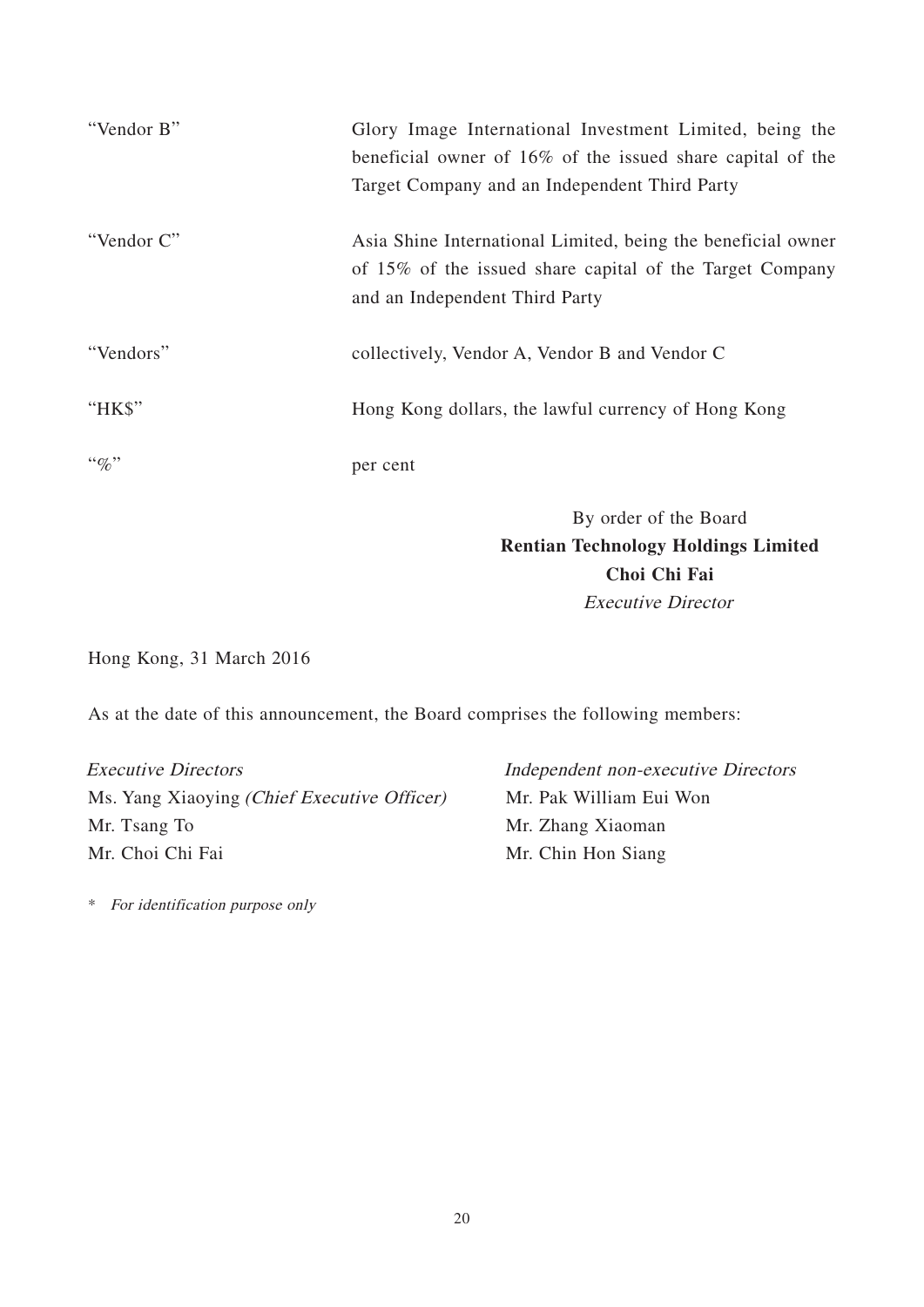| | |
|---|---|
| "Vendor B" | Glory Image International Investment Limited, being the beneficial owner of 16% of the issued share capital of the Target Company and an Independent Third Party |
| "Vendor C" | Asia Shine International Limited, being the beneficial owner of 15% of the issued share capital of the Target Company and an Independent Third Party |
| "Vendors" | collectively, Vendor A, Vendor B and Vendor C |
| "HK$" | Hong Kong dollars, the lawful currency of Hong Kong |
| "%" | per cent |

By order of the Board
**Rentian Technology Holdings Limited**
**Choi Chi Fai**
*Executive Director*

Hong Kong, 31 March 2016

As at the date of this announcement, the Board comprises the following members:

*Executive Directors*
Ms. Yang Xiaoying *(Chief Executive Officer)*
Mr. Tsang To
Mr. Choi Chi Fai

*Independent non-executive Directors*
Mr. Pak William Eui Won
Mr. Zhang Xiaoman
Mr. Chin Hon Siang

\* *For identification purpose only*